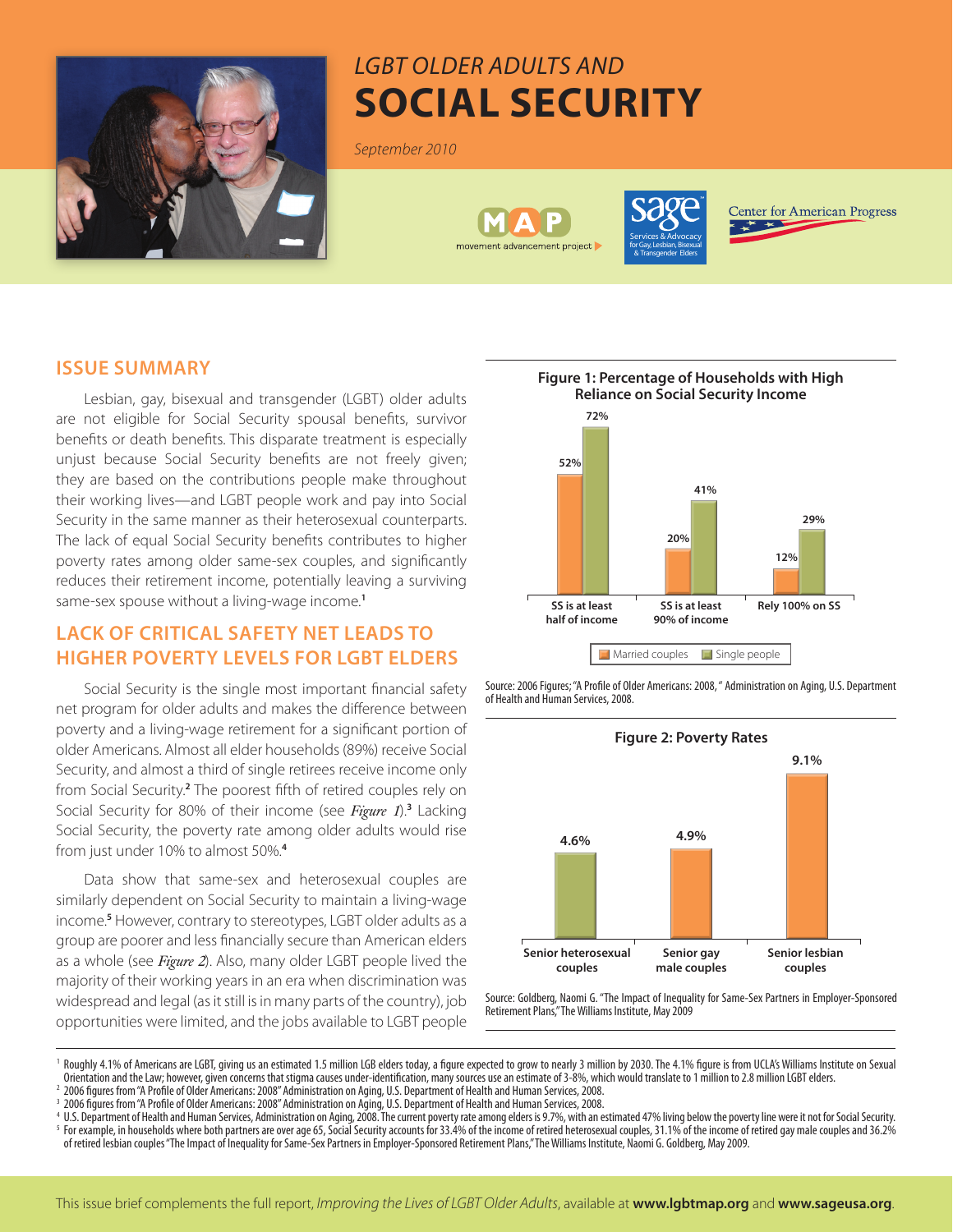# *LGBT OLDER ADULTS AND* SOCIAL SECURITY

*September 2010*

## ISSUE SUMMARY

Lesbian, gay, bisexual and transgender (LGBT) older adults are not eligible for Social Security spousal benefits, survivor benefits or death benefits. This disparate treatment is especially unjust because Social Security benefits are not freely given; they are based on the contributions people make throughout their working lives—and LGBT people work and pay into Social Security in the same manner as their heterosexual counterparts. The lack of equal Social Security benefits contributes to higher poverty rates among older same-sex couples, and significantly reduces their retirement income, potentially leaving a surviving same-sex spouse without a living-wage income.[1]

## LACK OF CRITICAL SAFETY NET LEADS TO HIGHER POVERTY LEVELS FOR LGBT ELDERS

Social Security is the single most important financial safety net program for older adults and makes the difference between poverty and a living-wage retirement for a significant portion of older Americans. Almost all elder households (89%) receive Social Security, and almost a third of single retirees receive income only from Social Security.[2] The poorest fifth of retired couples rely on Social Security for 80% of their income (see *Figure 1*).[3] Lacking Social Security, the poverty rate among older adults would rise from just under 10% to almost 50%.[4]

Data show that same-sex and heterosexual couples are similarly dependent on Social Security to maintain a living-wage income.[5] However, contrary to stereotypes, LGBT older adults as a group are poorer and less financially secure than American elders as a whole (see *Figure 2*). Also, many older LGBT people lived the majority of their working years in an era when discrimination was widespread and legal (as it still is in many parts of the country), job opportunities were limited, and the jobs available to LGBT people

**Figure 1: Percentage of Households with High Reliance on Social Security Income**

| | Married couples | Single people |
|---|---|---|
| SS is at least half of income | 52% | 72% |
| SS is at least 90% of income | 20% | 41% |
| Rely 100% on SS | 12% | 29% |

Source: 2006 Figures; "A Profile of Older Americans: 2008," Administration on Aging, U.S. Department of Health and Human Services, 2008.

**Figure 2: Poverty Rates**

| Senior heterosexual couples | Senior gay male couples | Senior lesbian couples |
|---|---|---|
| 4.6% | 4.9% | 9.1% |

Source: Goldberg, Naomi G. "The Impact of Inequality for Same-Sex Partners in Employer-Sponsored Retirement Plans," The Williams Institute, May 2009

[1] Roughly 4.1% of Americans are LGBT, giving us an estimated 1.5 million LGB elders today, a figure expected to grow to nearly 3 million by 2030. The 4.1% figure is from UCLA's Williams Institute on Sexual Orientation and the Law; however, given concerns that stigma causes under-identification, many sources use an estimate of 3-8%, which would translate to 1 million to 2.8 million LGBT elders.

[2] 2006 figures from "A Profile of Older Americans: 2008" Administration on Aging, U.S. Department of Health and Human Services, 2008.

[3] 2006 figures from "A Profile of Older Americans: 2008" Administration on Aging, U.S. Department of Health and Human Services, 2008.

[4] U.S. Department of Health and Human Services, Administration on Aging, 2008. The current poverty rate among elders is 9.7%, with an estimated 47% living below the poverty line were it not for Social Security.

[5] For example, in households where both partners are over age 65, Social Security accounts for 33.4% of the income of retired heterosexual couples, 31.1% of the income of retired gay male couples and 36.2% of retired lesbian couples "The Impact of Inequality for Same-Sex Partners in Employer-Sponsored Retirement Plans," The Williams Institute, Naomi G. Goldberg, May 2009.

This issue brief complements the full report, *Improving the Lives of LGBT Older Adults*, available at **www.lgbtmap.org** and **www.sageusa.org**.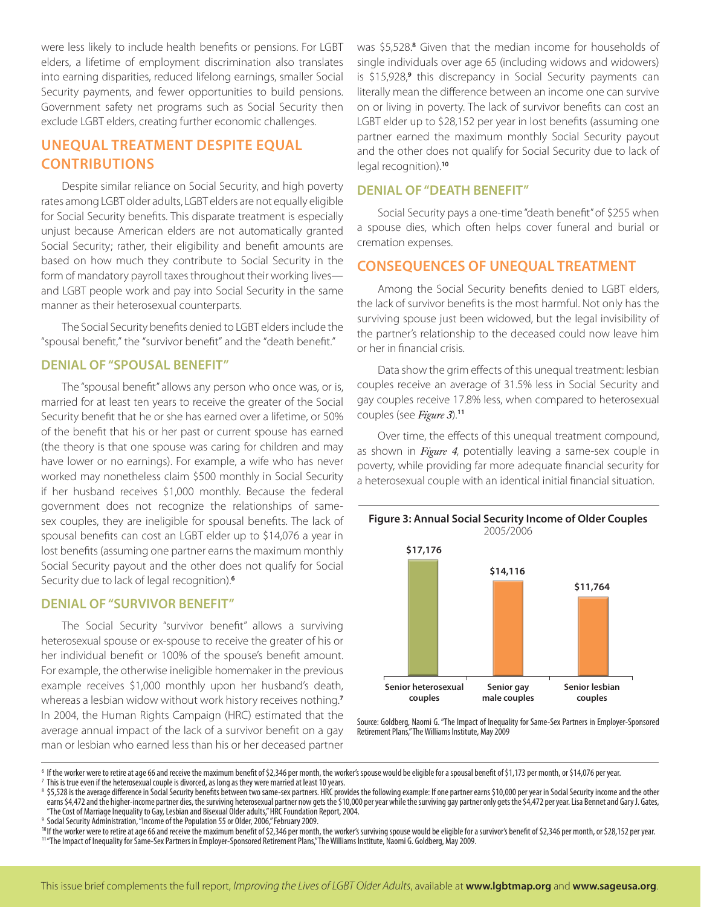were less likely to include health benefits or pensions. For LGBT elders, a lifetime of employment discrimination also translates into earning disparities, reduced lifelong earnings, smaller Social Security payments, and fewer opportunities to build pensions. Government safety net programs such as Social Security then exclude LGBT elders, creating further economic challenges.

## UNEQUAL TREATMENT DESPITE EQUAL CONTRIBUTIONS

Despite similar reliance on Social Security, and high poverty rates among LGBT older adults, LGBT elders are not equally eligible for Social Security benefits. This disparate treatment is especially unjust because American elders are not automatically granted Social Security; rather, their eligibility and benefit amounts are based on how much they contribute to Social Security in the form of mandatory payroll taxes throughout their working lives—and LGBT people work and pay into Social Security in the same manner as their heterosexual counterparts.

The Social Security benefits denied to LGBT elders include the "spousal benefit," the "survivor benefit" and the "death benefit."

### DENIAL OF "SPOUSAL BENEFIT"

The "spousal benefit" allows any person who once was, or is, married for at least ten years to receive the greater of the Social Security benefit that he or she has earned over a lifetime, or 50% of the benefit that his or her past or current spouse has earned (the theory is that one spouse was caring for children and may have lower or no earnings). For example, a wife who has never worked may nonetheless claim $500 monthly in Social Security if her husband receives $1,000 monthly. Because the federal government does not recognize the relationships of same-sex couples, they are ineligible for spousal benefits. The lack of spousal benefits can cost an LGBT elder up to $14,076 a year in lost benefits (assuming one partner earns the maximum monthly Social Security payout and the other does not qualify for Social Security due to lack of legal recognition).[6]

### DENIAL OF "SURVIVOR BENEFIT"

The Social Security "survivor benefit" allows a surviving heterosexual spouse or ex-spouse to receive the greater of his or her individual benefit or 100% of the spouse's benefit amount. For example, the otherwise ineligible homemaker in the previous example receives $1,000 monthly upon her husband's death, whereas a lesbian widow without work history receives nothing.[7] In 2004, the Human Rights Campaign (HRC) estimated that the average annual impact of the lack of a survivor benefit on a gay man or lesbian who earned less than his or her deceased partner was $5,528.[8] Given that the median income for households of single individuals over age 65 (including widows and widowers) is $15,928,[9] this discrepancy in Social Security payments can literally mean the difference between an income one can survive on or living in poverty. The lack of survivor benefits can cost an LGBT elder up to $28,152 per year in lost benefits (assuming one partner earned the maximum monthly Social Security payout and the other does not qualify for Social Security due to lack of legal recognition).[10]

### DENIAL OF "DEATH BENEFIT"

Social Security pays a one-time "death benefit" of $255 when a spouse dies, which often helps cover funeral and burial or cremation expenses.

## CONSEQUENCES OF UNEQUAL TREATMENT

Among the Social Security benefits denied to LGBT elders, the lack of survivor benefits is the most harmful. Not only has the surviving spouse just been widowed, but the legal invisibility of the partner's relationship to the deceased could now leave him or her in financial crisis.

Data show the grim effects of this unequal treatment: lesbian couples receive an average of 31.5% less in Social Security and gay couples receive 17.8% less, when compared to heterosexual couples (see *Figure 3*).[11]

Over time, the effects of this unequal treatment compound, as shown in *Figure 4*, potentially leaving a same-sex couple in poverty, while providing far more adequate financial security for a heterosexual couple with an identical initial financial situation.

**Figure 3: Annual Social Security Income of Older Couples**
2005/2006

| Senior heterosexual couples | Senior gay male couples | Senior lesbian couples |
|---|---|---|
| $17,176 | $14,116 | $11,764 |

Source: Goldberg, Naomi G. "The Impact of Inequality for Same-Sex Partners in Employer-Sponsored Retirement Plans," The Williams Institute, May 2009

---

[6] If the worker were to retire at age 66 and receive the maximum benefit of $2,346 per month, the worker's spouse would be eligible for a spousal benefit of $1,173 per month, or $14,076 per year.

[7] This is true even if the heterosexual couple is divorced, as long as they were married at least 10 years.

[8] $5,528 is the average difference in Social Security benefits between two same-sex partners. HRC provides the following example: If one partner earns $10,000 per year in Social Security income and the other earns $4,472 and the higher-income partner dies, the surviving heterosexual partner now gets the $10,000 per year while the surviving gay partner only gets the $4,472 per year. Lisa Bennet and Gary J. Gates, "The Cost of Marriage Inequality to Gay, Lesbian and Bisexual Older adults," HRC Foundation Report, 2004.

[9] Social Security Administration, "Income of the Population 55 or Older, 2006," February 2009.

[10] If the worker were to retire at age 66 and receive the maximum benefit of $2,346 per month, the worker's surviving spouse would be eligible for a survivor's benefit of $2,346 per month, or $28,152 per year.

[11] "The Impact of Inequality for Same-Sex Partners in Employer-Sponsored Retirement Plans," The Williams Institute, Naomi G. Goldberg, May 2009.

This issue brief complements the full report, *Improving the Lives of LGBT Older Adults*, available at **www.lgbtmap.org** and **www.sageusa.org**.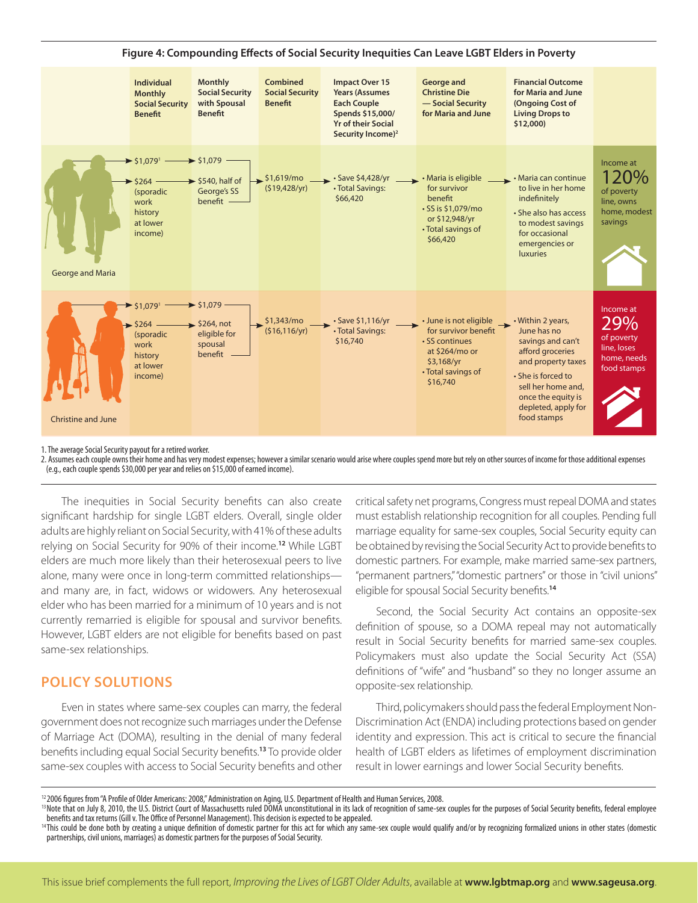**Figure 4: Compounding Effects of Social Security Inequities Can Leave LGBT Elders in Poverty**

| | Individual Monthly Social Security Benefit | Monthly Social Security with Spousal Benefit | Combined Social Security Benefit | Impact Over 15 Years (Assumes Each Couple Spends $15,000/Yr of their Social Security Income)[2] | George and Christine Die — Social Security for Maria and June | Financial Outcome for Maria and June (Ongoing Cost of Living Drops to $12,000) | |
|---|---|---|---|---|---|---|---|
| George and Maria | $1,079[1]<br>$264 (sporadic work history at lower income) | $1,079<br>$540, half of George's SS benefit | $1,619/mo ($19,428/yr) | • Save $4,428/yr<br>• Total Savings: $66,420 | • Maria is eligible for survivor benefit<br>• SS is $1,079/mo or $12,948/yr<br>• Total savings of $66,420 | • Maria can continue to live in her home indefinitely<br>• She also has access to modest savings for occasional emergencies or luxuries | Income at 120% of poverty line, owns home, modest savings |
| Christine and June | $1,079[1]<br>$264 (sporadic work history at lower income) | $1,079<br>$264, not eligible for spousal benefit | $1,343/mo ($16,116/yr) | • Save $1,116/yr<br>• Total Savings: $16,740 | • June is not eligible for survivor benefit<br>• SS continues at $264/mo or $3,168/yr<br>• Total savings of $16,740 | • Within 2 years, June has no savings and can't afford groceries and property taxes<br>• She is forced to sell her home and, once the equity is depleted, apply for food stamps | Income at 29% of poverty line, loses home, needs food stamps |

1. The average Social Security payout for a retired worker.
2. Assumes each couple owns their home and has very modest expenses; however a similar scenario would arise where couples spend more but rely on other sources of income for those additional expenses (e.g., each couple spends $30,000 per year and relies on $15,000 of earned income).

The inequities in Social Security benefits can also create significant hardship for single LGBT elders. Overall, single older adults are highly reliant on Social Security, with 41% of these adults relying on Social Security for 90% of their income.[12] While LGBT elders are much more likely than their heterosexual peers to live alone, many were once in long-term committed relationships—and many are, in fact, widows or widowers. Any heterosexual elder who has been married for a minimum of 10 years and is not currently remarried is eligible for spousal and survivor benefits. However, LGBT elders are not eligible for benefits based on past same-sex relationships.

## POLICY SOLUTIONS

Even in states where same-sex couples can marry, the federal government does not recognize such marriages under the Defense of Marriage Act (DOMA), resulting in the denial of many federal benefits including equal Social Security benefits.[13] To provide older same-sex couples with access to Social Security benefits and other critical safety net programs, Congress must repeal DOMA and states must establish relationship recognition for all couples. Pending full marriage equality for same-sex couples, Social Security equity can be obtained by revising the Social Security Act to provide benefits to domestic partners. For example, make married same-sex partners, "permanent partners," "domestic partners" or those in "civil unions" eligible for spousal Social Security benefits.[14]

Second, the Social Security Act contains an opposite-sex definition of spouse, so a DOMA repeal may not automatically result in Social Security benefits for married same-sex couples. Policymakers must also update the Social Security Act (SSA) definitions of "wife" and "husband" so they no longer assume an opposite-sex relationship.

Third, policymakers should pass the federal Employment Non-Discrimination Act (ENDA) including protections based on gender identity and expression. This act is critical to secure the financial health of LGBT elders as lifetimes of employment discrimination result in lower earnings and lower Social Security benefits.

[12] 2006 figures from "A Profile of Older Americans: 2008," Administration on Aging, U.S. Department of Health and Human Services, 2008.

[13] Note that on July 8, 2010, the U.S. District Court of Massachusetts ruled DOMA unconstitutional in its lack of recognition of same-sex couples for the purposes of Social Security benefits, federal employee benefits and tax returns (Gill v. The Office of Personnel Management). This decision is expected to be appealed.

[14] This could be done both by creating a unique definition of domestic partner for this act for which any same-sex couple would qualify and/or by recognizing formalized unions in other states (domestic partnerships, civil unions, marriages) as domestic partners for the purposes of Social Security.

This issue brief complements the full report, *Improving the Lives of LGBT Older Adults*, available at **www.lgbtmap.org** and **www.sageusa.org**.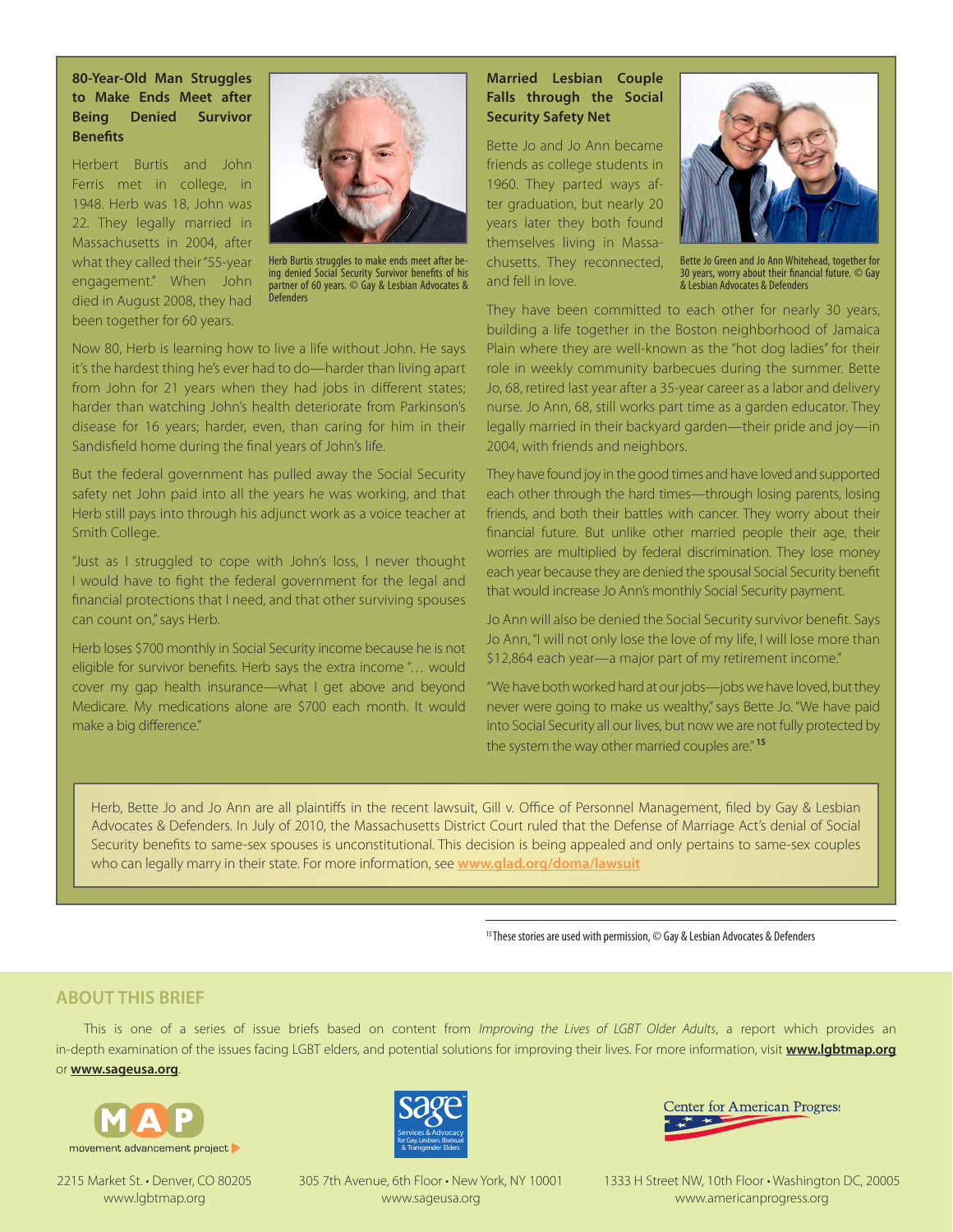### 80-Year-Old Man Struggles to Make Ends Meet after Being Denied Survivor Benefits

Herbert Burtis and John Ferris met in college, in 1948. Herb was 18, John was 22. They legally married in Massachusetts in 2004, after what they called their "55-year engagement." When John died in August 2008, they had been together for 60 years.

Herb Burtis struggles to make ends meet after being denied Social Security Survivor benefits of his partner of 60 years. © Gay & Lesbian Advocates & Defenders

Now 80, Herb is learning how to live a life without John. He says it's the hardest thing he's ever had to do—harder than living apart from John for 21 years when they had jobs in different states; harder than watching John's health deteriorate from Parkinson's disease for 16 years; harder, even, than caring for him in their Sandisfield home during the final years of John's life.

But the federal government has pulled away the Social Security safety net John paid into all the years he was working, and that Herb still pays into through his adjunct work as a voice teacher at Smith College.

"Just as I struggled to cope with John's loss, I never thought I would have to fight the federal government for the legal and financial protections that I need, and that other surviving spouses can count on," says Herb.

Herb loses $700 monthly in Social Security income because he is not eligible for survivor benefits. Herb says the extra income "… would cover my gap health insurance—what I get above and beyond Medicare. My medications alone are $700 each month. It would make a big difference."

### Married Lesbian Couple Falls through the Social Security Safety Net

Bette Jo and Jo Ann became friends as college students in 1960. They parted ways after graduation, but nearly 20 years later they both found themselves living in Massachusetts. They reconnected, and fell in love.

Bette Jo Green and Jo Ann Whitehead, together for 30 years, worry about their financial future. © Gay & Lesbian Advocates & Defenders

They have been committed to each other for nearly 30 years, building a life together in the Boston neighborhood of Jamaica Plain where they are well-known as the "hot dog ladies" for their role in weekly community barbecues during the summer. Bette Jo, 68, retired last year after a 35-year career as a labor and delivery nurse. Jo Ann, 68, still works part time as a garden educator. They legally married in their backyard garden—their pride and joy—in 2004, with friends and neighbors.

They have found joy in the good times and have loved and supported each other through the hard times—through losing parents, losing friends, and both their battles with cancer. They worry about their financial future. But unlike other married people their age, their worries are multiplied by federal discrimination. They lose money each year because they are denied the spousal Social Security benefit that would increase Jo Ann's monthly Social Security payment.

Jo Ann will also be denied the Social Security survivor benefit. Says Jo Ann, "I will not only lose the love of my life, I will lose more than $12,864 each year—a major part of my retirement income."

"We have both worked hard at our jobs—jobs we have loved, but they never were going to make us wealthy," says Bette Jo. "We have paid into Social Security all our lives, but now we are not fully protected by the system the way other married couples are."[15]

Herb, Bette Jo and Jo Ann are all plaintiffs in the recent lawsuit, Gill v. Office of Personnel Management, filed by Gay & Lesbian Advocates & Defenders. In July of 2010, the Massachusetts District Court ruled that the Defense of Marriage Act's denial of Social Security benefits to same-sex spouses is unconstitutional. This decision is being appealed and only pertains to same-sex couples who can legally marry in their state. For more information, see **www.glad.org/doma/lawsuit**

[15] These stories are used with permission, © Gay & Lesbian Advocates & Defenders

## ABOUT THIS BRIEF

This is one of a series of issue briefs based on content from *Improving the Lives of LGBT Older Adults*, a report which provides an in-depth examination of the issues facing LGBT elders, and potential solutions for improving their lives. For more information, visit **www.lgbtmap.org** or **www.sageusa.org**.

MAP movement advancement project
2215 Market St. • Denver, CO 80205
www.lgbtmap.org

sage Services & Advocacy for Gay, Lesbian, Bisexual & Transgender Elders
305 7th Avenue, 6th Floor • New York, NY 10001
www.sageusa.org

Center for American Progress
1333 H Street NW, 10th Floor • Washington DC, 20005
www.americanprogress.org